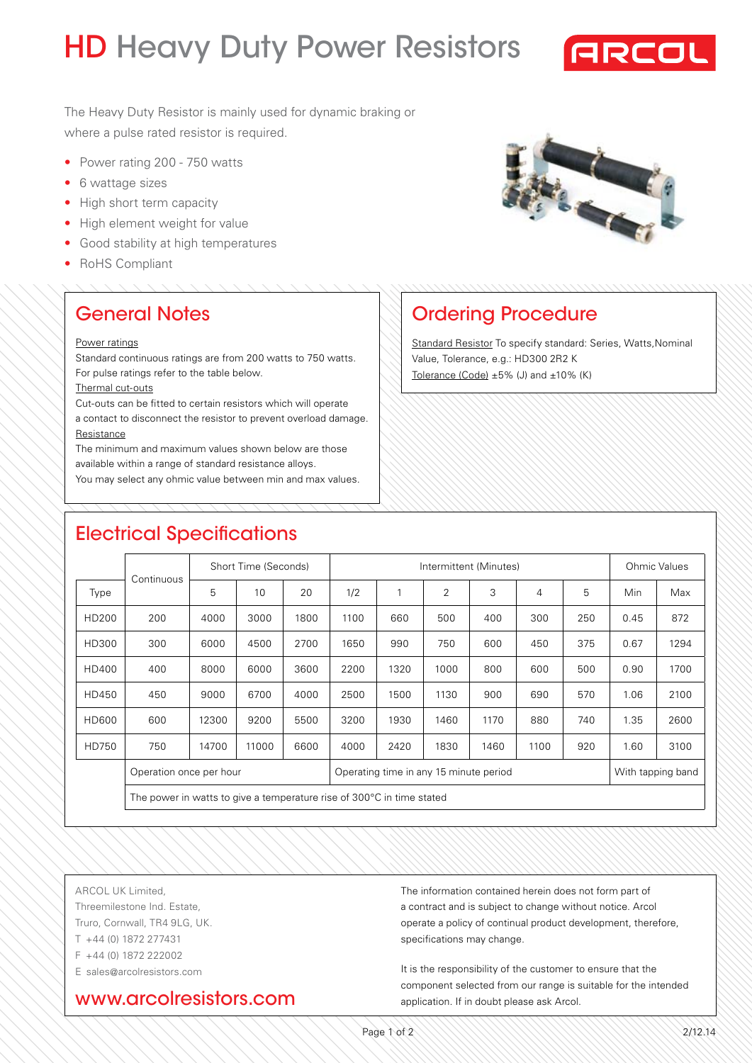# HD Heavy Duty Power Resistors

ARCOL

The Heavy Duty Resistor is mainly used for dynamic braking or where a pulse rated resistor is required.

- Power rating 200 - 750 watts
- 6 wattage sizes
- High short term capacity
- High element weight for value
- Good stability at high temperatures
- RoHS Compliant

## General Notes

Power ratings

Standard continuous ratings are from 200 watts to 750 watts. For pulse ratings refer to the table below.

Thermal cut-outs

Cut-outs can be fitted to certain resistors which will operate a contact to disconnect the resistor to prevent overload damage.

Resistance

The minimum and maximum values shown below are those available within a range of standard resistance alloys.
You may select any ohmic value between min and max values.

## Ordering Procedure

Standard Resistor To specify standard: Series, Watts, Nominal Value, Tolerance, e.g.: HD300 2R2 K

Tolerance (Code) ±5% (J) and ±10% (K)

## Electrical Specifications

| Type | Continuous | Short Time (Seconds) | | | Intermittent (Minutes) | | | | | | Ohmic Values | |
|---|---|---|---|---|---|---|---|---|---|---|---|---|
| | | 5 | 10 | 20 | 1/2 | 1 | 2 | 3 | 4 | 5 | Min | Max |
| HD200 | 200 | 4000 | 3000 | 1800 | 1100 | 660 | 500 | 400 | 300 | 250 | 0.45 | 872 |
| HD300 | 300 | 6000 | 4500 | 2700 | 1650 | 990 | 750 | 600 | 450 | 375 | 0.67 | 1294 |
| HD400 | 400 | 8000 | 6000 | 3600 | 2200 | 1320 | 1000 | 800 | 600 | 500 | 0.90 | 1700 |
| HD450 | 450 | 9000 | 6700 | 4000 | 2500 | 1500 | 1130 | 900 | 690 | 570 | 1.06 | 2100 |
| HD600 | 600 | 12300 | 9200 | 5500 | 3200 | 1930 | 1460 | 1170 | 880 | 740 | 1.35 | 2600 |
| HD750 | 750 | 14700 | 11000 | 6600 | 4000 | 2420 | 1830 | 1460 | 1100 | 920 | 1.60 | 3100 |
| | Operation once per hour | | | | Operating time in any 15 minute period | | | | | | With tapping band | |
| | The power in watts to give a temperature rise of 300°C in time stated | | | | | | | | | | | |

ARCOL UK Limited,
Threemilestone Ind. Estate,
Truro, Cornwall, TR4 9LG, UK.
T +44 (0) 1872 277431
F +44 (0) 1872 222002
E sales@arcolresistors.com

www.arcolresistors.com

The information contained herein does not form part of a contract and is subject to change without notice. Arcol operate a policy of continual product development, therefore, specifications may change.

It is the responsibility of the customer to ensure that the component selected from our range is suitable for the intended application. If in doubt please ask Arcol.

2/12.14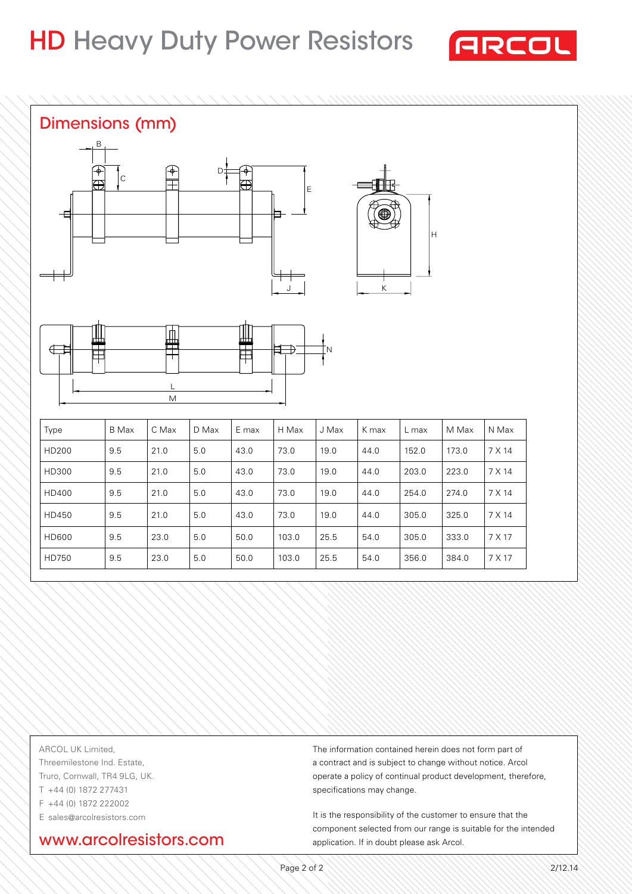# HD Heavy Duty Power Resistors

## Dimensions (mm)

B
C
D
E
H
J
K
N
L
M

| Type | B Max | C Max | D Max | E max | H Max | J Max | K max | L max | M Max | N Max |
|---|---|---|---|---|---|---|---|---|---|---|
| HD200 | 9.5 | 21.0 | 5.0 | 43.0 | 73.0 | 19.0 | 44.0 | 152.0 | 173.0 | 7 X 14 |
| HD300 | 9.5 | 21.0 | 5.0 | 43.0 | 73.0 | 19.0 | 44.0 | 203.0 | 223.0 | 7 X 14 |
| HD400 | 9.5 | 21.0 | 5.0 | 43.0 | 73.0 | 19.0 | 44.0 | 254.0 | 274.0 | 7 X 14 |
| HD450 | 9.5 | 21.0 | 5.0 | 43.0 | 73.0 | 19.0 | 44.0 | 305.0 | 325.0 | 7 X 14 |
| HD600 | 9.5 | 23.0 | 5.0 | 50.0 | 103.0 | 25.5 | 54.0 | 305.0 | 333.0 | 7 X 17 |
| HD750 | 9.5 | 23.0 | 5.0 | 50.0 | 103.0 | 25.5 | 54.0 | 356.0 | 384.0 | 7 X 17 |

ARCOL UK Limited,
Threemilestone Ind. Estate,
Truro, Cornwall, TR4 9LG, UK.
T +44 (0) 1872 277431
F +44 (0) 1872 222002
E sales@arcolresistors.com

www.arcolresistors.com

The information contained herein does not form part of a contract and is subject to change without notice. Arcol operate a policy of continual product development, therefore, specifications may change.

It is the responsibility of the customer to ensure that the component selected from our range is suitable for the intended application. If in doubt please ask Arcol.

2/12.14